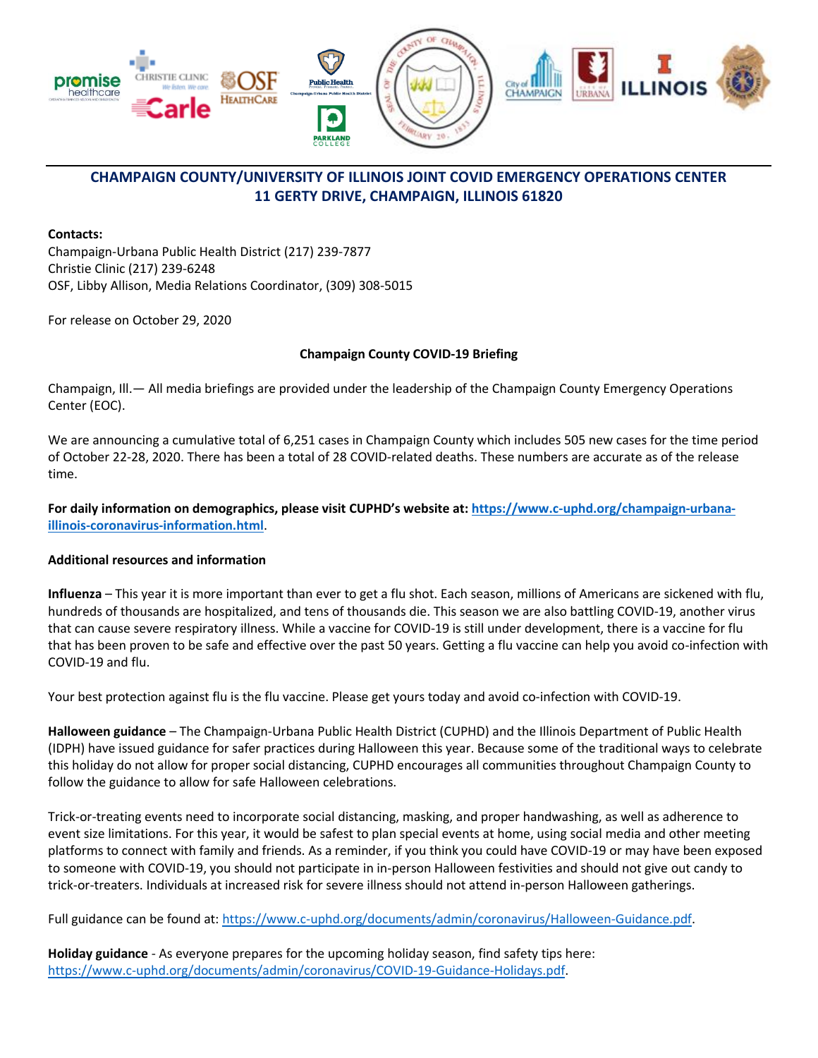## CHAMPAIGN COUNTY/UNIVERSITY OF ILLINOIS JOINT COVID EMERGENCY OPERATIONS CENTER
## 11 GERTY DRIVE, CHAMPAIGN, ILLINOIS 61820

**Contacts:**
Champaign-Urbana Public Health District (217) 239-7877
Christie Clinic (217) 239-6248
OSF, Libby Allison, Media Relations Coordinator, (309) 308-5015

For release on October 29, 2020

**Champaign County COVID-19 Briefing**

Champaign, Ill.— All media briefings are provided under the leadership of the Champaign County Emergency Operations Center (EOC).

We are announcing a cumulative total of 6,251 cases in Champaign County which includes 505 new cases for the time period of October 22-28, 2020. There has been a total of 28 COVID-related deaths. These numbers are accurate as of the release time.

**For daily information on demographics, please visit CUPHD's website at: https://www.c-uphd.org/champaign-urbana-illinois-coronavirus-information.html**.

**Additional resources and information**

**Influenza** – This year it is more important than ever to get a flu shot. Each season, millions of Americans are sickened with flu, hundreds of thousands are hospitalized, and tens of thousands die. This season we are also battling COVID-19, another virus that can cause severe respiratory illness. While a vaccine for COVID-19 is still under development, there is a vaccine for flu that has been proven to be safe and effective over the past 50 years. Getting a flu vaccine can help you avoid co-infection with COVID-19 and flu.

Your best protection against flu is the flu vaccine. Please get yours today and avoid co-infection with COVID-19.

**Halloween guidance** – The Champaign-Urbana Public Health District (CUPHD) and the Illinois Department of Public Health (IDPH) have issued guidance for safer practices during Halloween this year. Because some of the traditional ways to celebrate this holiday do not allow for proper social distancing, CUPHD encourages all communities throughout Champaign County to follow the guidance to allow for safe Halloween celebrations.

Trick-or-treating events need to incorporate social distancing, masking, and proper handwashing, as well as adherence to event size limitations. For this year, it would be safest to plan special events at home, using social media and other meeting platforms to connect with family and friends. As a reminder, if you think you could have COVID-19 or may have been exposed to someone with COVID-19, you should not participate in in-person Halloween festivities and should not give out candy to trick-or-treaters. Individuals at increased risk for severe illness should not attend in-person Halloween gatherings.

Full guidance can be found at: https://www.c-uphd.org/documents/admin/coronavirus/Halloween-Guidance.pdf.

**Holiday guidance** - As everyone prepares for the upcoming holiday season, find safety tips here: https://www.c-uphd.org/documents/admin/coronavirus/COVID-19-Guidance-Holidays.pdf.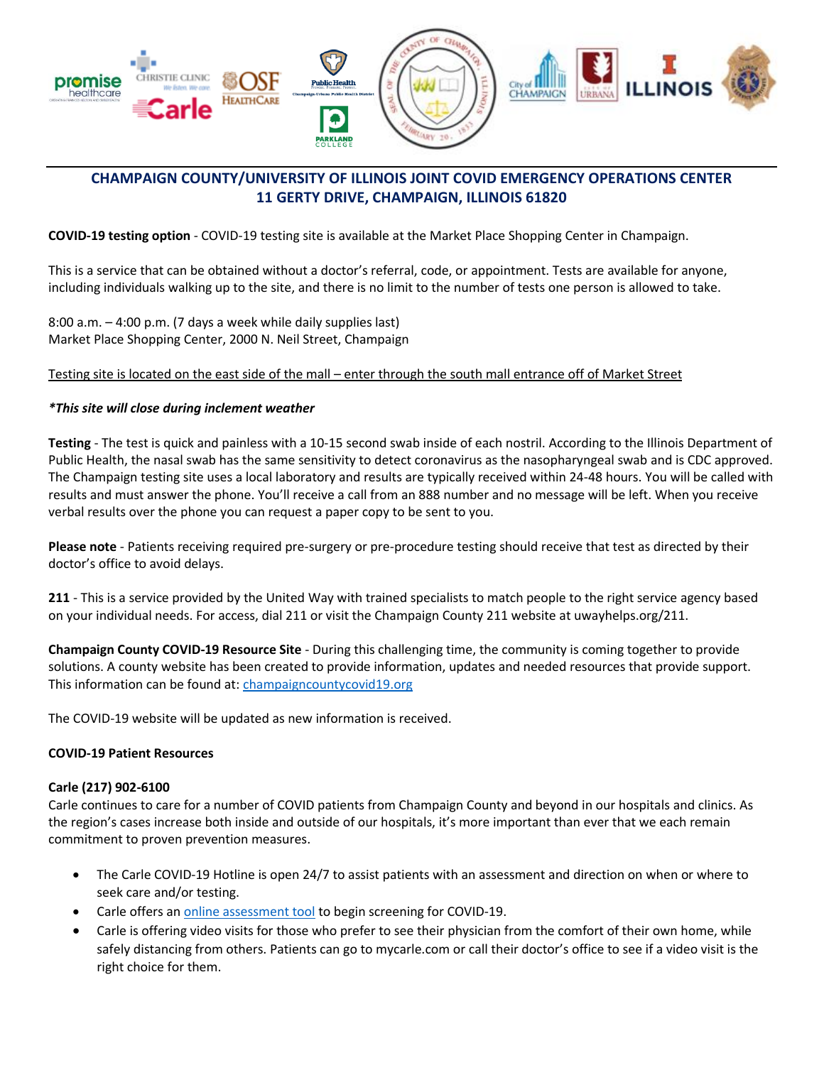## CHAMPAIGN COUNTY/UNIVERSITY OF ILLINOIS JOINT COVID EMERGENCY OPERATIONS CENTER
## 11 GERTY DRIVE, CHAMPAIGN, ILLINOIS 61820

**COVID-19 testing option** - COVID-19 testing site is available at the Market Place Shopping Center in Champaign.

This is a service that can be obtained without a doctor's referral, code, or appointment. Tests are available for anyone, including individuals walking up to the site, and there is no limit to the number of tests one person is allowed to take.

8:00 a.m. – 4:00 p.m. (7 days a week while daily supplies last)
Market Place Shopping Center, 2000 N. Neil Street, Champaign

Testing site is located on the east side of the mall – enter through the south mall entrance off of Market Street

***This site will close during inclement weather***

**Testing** - The test is quick and painless with a 10-15 second swab inside of each nostril. According to the Illinois Department of Public Health, the nasal swab has the same sensitivity to detect coronavirus as the nasopharyngeal swab and is CDC approved. The Champaign testing site uses a local laboratory and results are typically received within 24-48 hours. You will be called with results and must answer the phone. You'll receive a call from an 888 number and no message will be left. When you receive verbal results over the phone you can request a paper copy to be sent to you.

**Please note** - Patients receiving required pre-surgery or pre-procedure testing should receive that test as directed by their doctor's office to avoid delays.

**211** - This is a service provided by the United Way with trained specialists to match people to the right service agency based on your individual needs. For access, dial 211 or visit the Champaign County 211 website at uwayhelps.org/211.

**Champaign County COVID-19 Resource Site** - During this challenging time, the community is coming together to provide solutions. A county website has been created to provide information, updates and needed resources that provide support. This information can be found at: champaigncountycovid19.org

The COVID-19 website will be updated as new information is received.

**COVID-19 Patient Resources**

**Carle (217) 902-6100**
Carle continues to care for a number of COVID patients from Champaign County and beyond in our hospitals and clinics. As the region's cases increase both inside and outside of our hospitals, it's more important than ever that we each remain commitment to proven prevention measures.

- The Carle COVID-19 Hotline is open 24/7 to assist patients with an assessment and direction on when or where to seek care and/or testing.
- Carle offers an online assessment tool to begin screening for COVID-19.
- Carle is offering video visits for those who prefer to see their physician from the comfort of their own home, while safely distancing from others. Patients can go to mycarle.com or call their doctor's office to see if a video visit is the right choice for them.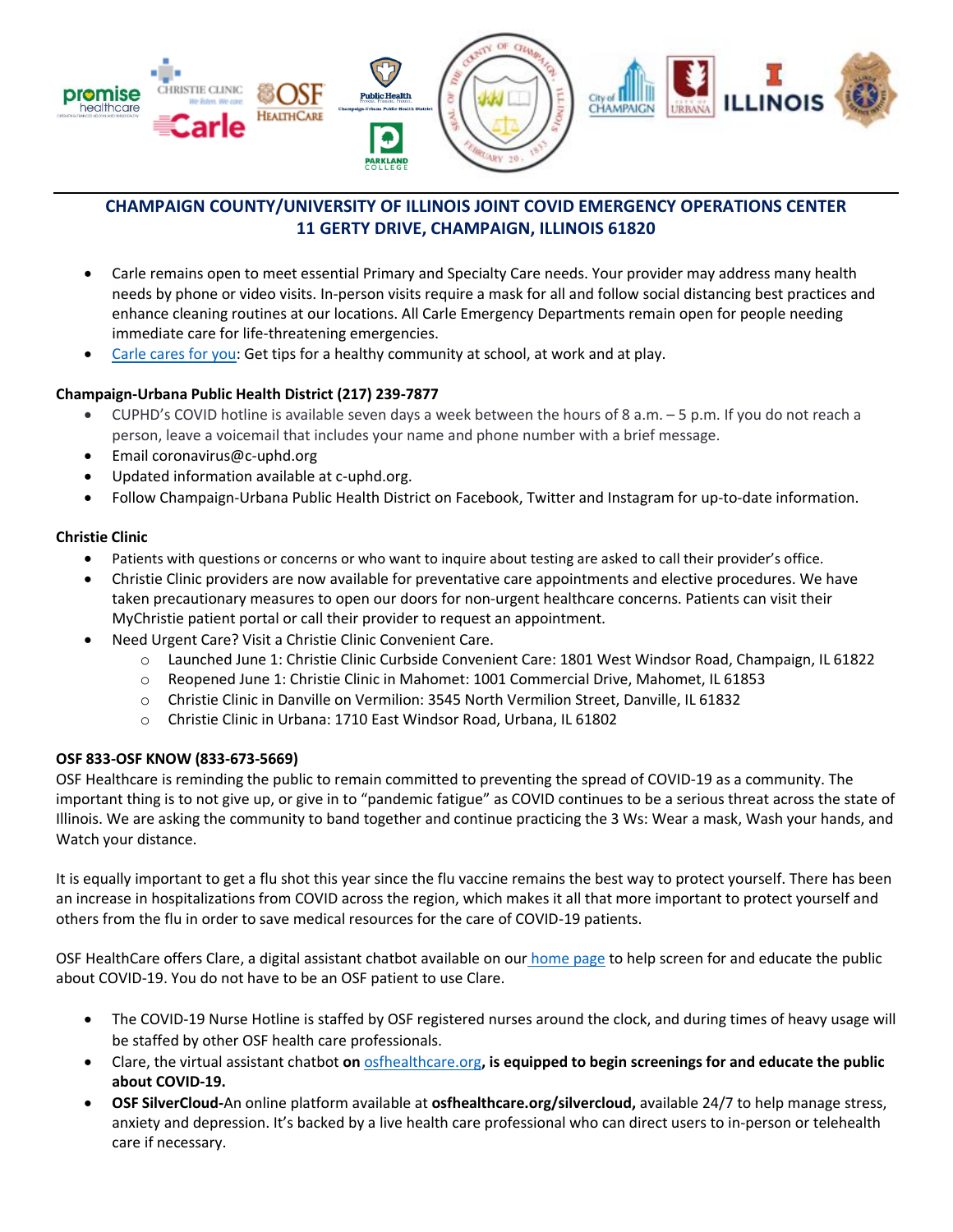## CHAMPAIGN COUNTY/UNIVERSITY OF ILLINOIS JOINT COVID EMERGENCY OPERATIONS CENTER
## 11 GERTY DRIVE, CHAMPAIGN, ILLINOIS 61820

- Carle remains open to meet essential Primary and Specialty Care needs. Your provider may address many health needs by phone or video visits. In-person visits require a mask for all and follow social distancing best practices and enhance cleaning routines at our locations. All Carle Emergency Departments remain open for people needing immediate care for life-threatening emergencies.
- Carle cares for you: Get tips for a healthy community at school, at work and at play.

**Champaign-Urbana Public Health District (217) 239-7877**

- CUPHD's COVID hotline is available seven days a week between the hours of 8 a.m. – 5 p.m. If you do not reach a person, leave a voicemail that includes your name and phone number with a brief message.
- Email coronavirus@c-uphd.org
- Updated information available at c-uphd.org.
- Follow Champaign-Urbana Public Health District on Facebook, Twitter and Instagram for up-to-date information.

**Christie Clinic**

- Patients with questions or concerns or who want to inquire about testing are asked to call their provider's office.
- Christie Clinic providers are now available for preventative care appointments and elective procedures. We have taken precautionary measures to open our doors for non-urgent healthcare concerns. Patients can visit their MyChristie patient portal or call their provider to request an appointment.
- Need Urgent Care? Visit a Christie Clinic Convenient Care.
  - Launched June 1: Christie Clinic Curbside Convenient Care: 1801 West Windsor Road, Champaign, IL 61822
  - Reopened June 1: Christie Clinic in Mahomet: 1001 Commercial Drive, Mahomet, IL 61853
  - Christie Clinic in Danville on Vermilion: 3545 North Vermilion Street, Danville, IL 61832
  - Christie Clinic in Urbana: 1710 East Windsor Road, Urbana, IL 61802

**OSF 833-OSF KNOW (833-673-5669)**

OSF Healthcare is reminding the public to remain committed to preventing the spread of COVID-19 as a community. The important thing is to not give up, or give in to "pandemic fatigue" as COVID continues to be a serious threat across the state of Illinois. We are asking the community to band together and continue practicing the 3 Ws: Wear a mask, Wash your hands, and Watch your distance.

It is equally important to get a flu shot this year since the flu vaccine remains the best way to protect yourself. There has been an increase in hospitalizations from COVID across the region, which makes it all that more important to protect yourself and others from the flu in order to save medical resources for the care of COVID-19 patients.

OSF HealthCare offers Clare, a digital assistant chatbot available on our home page to help screen for and educate the public about COVID-19. You do not have to be an OSF patient to use Clare.

- The COVID-19 Nurse Hotline is staffed by OSF registered nurses around the clock, and during times of heavy usage will be staffed by other OSF health care professionals.
- Clare, the virtual assistant chatbot **on** osfhealthcare.org**, is equipped to begin screenings for and educate the public about COVID-19.**
- **OSF SilverCloud-**An online platform available at **osfhealthcare.org/silvercloud,** available 24/7 to help manage stress, anxiety and depression. It's backed by a live health care professional who can direct users to in-person or telehealth care if necessary.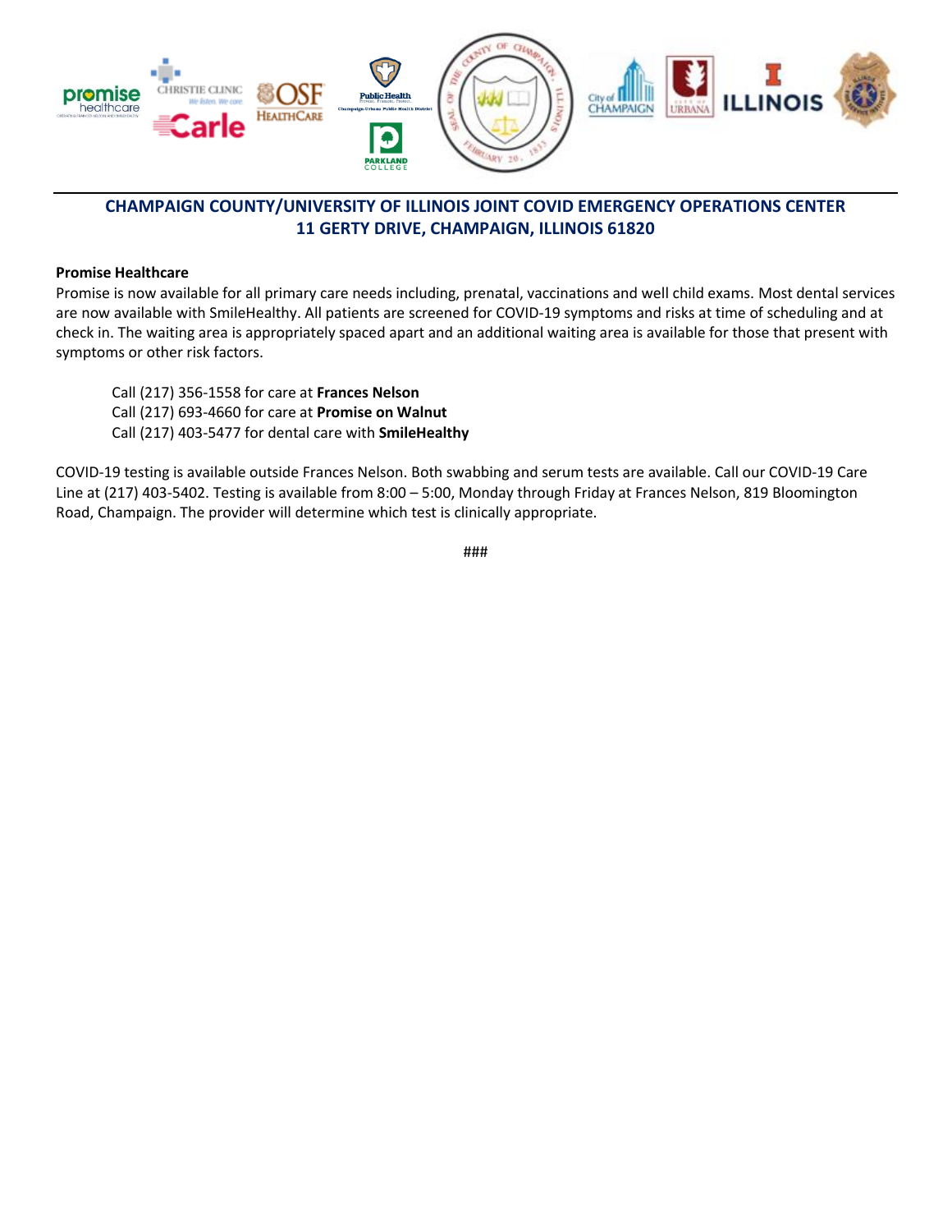**CHAMPAIGN COUNTY/UNIVERSITY OF ILLINOIS JOINT COVID EMERGENCY OPERATIONS CENTER**
**11 GERTY DRIVE, CHAMPAIGN, ILLINOIS 61820**

**Promise Healthcare**

Promise is now available for all primary care needs including, prenatal, vaccinations and well child exams. Most dental services are now available with SmileHealthy. All patients are screened for COVID-19 symptoms and risks at time of scheduling and at check in. The waiting area is appropriately spaced apart and an additional waiting area is available for those that present with symptoms or other risk factors.

Call (217) 356-1558 for care at **Frances Nelson**
Call (217) 693-4660 for care at **Promise on Walnut**
Call (217) 403-5477 for dental care with **SmileHealthy**

COVID-19 testing is available outside Frances Nelson. Both swabbing and serum tests are available. Call our COVID-19 Care Line at (217) 403-5402. Testing is available from 8:00 – 5:00, Monday through Friday at Frances Nelson, 819 Bloomington Road, Champaign. The provider will determine which test is clinically appropriate.

###